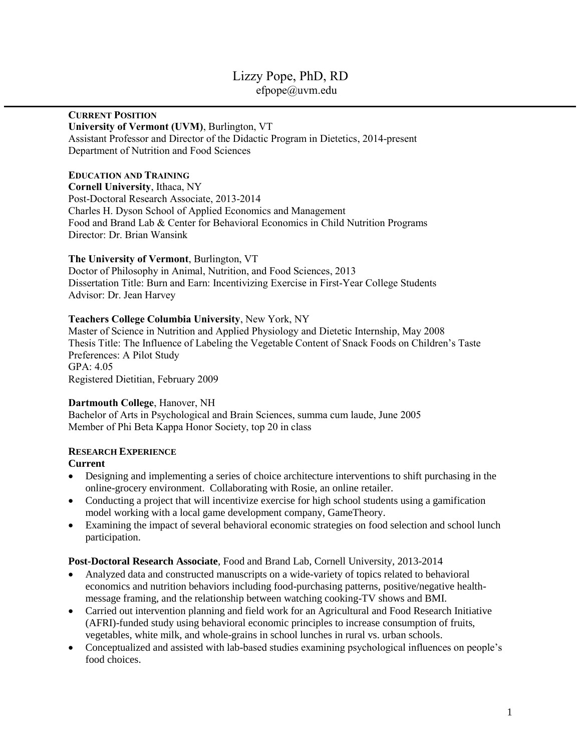# Lizzy Pope, PhD, RD

efpope@uvm.edu

## CURRENT POSITION

**University of Vermont (UVM)**, Burlington, VT
Assistant Professor and Director of the Didactic Program in Dietetics, 2014-present
Department of Nutrition and Food Sciences

## EDUCATION AND TRAINING

**Cornell University**, Ithaca, NY
Post-Doctoral Research Associate, 2013-2014
Charles H. Dyson School of Applied Economics and Management
Food and Brand Lab & Center for Behavioral Economics in Child Nutrition Programs
Director: Dr. Brian Wansink

**The University of Vermont**, Burlington, VT
Doctor of Philosophy in Animal, Nutrition, and Food Sciences, 2013
Dissertation Title: Burn and Earn: Incentivizing Exercise in First-Year College Students
Advisor: Dr. Jean Harvey

**Teachers College Columbia University**, New York, NY
Master of Science in Nutrition and Applied Physiology and Dietetic Internship, May 2008
Thesis Title: The Influence of Labeling the Vegetable Content of Snack Foods on Children's Taste Preferences: A Pilot Study
GPA: 4.05
Registered Dietitian, February 2009

**Dartmouth College**, Hanover, NH
Bachelor of Arts in Psychological and Brain Sciences, summa cum laude, June 2005
Member of Phi Beta Kappa Honor Society, top 20 in class

## RESEARCH EXPERIENCE

**Current**

- Designing and implementing a series of choice architecture interventions to shift purchasing in the online-grocery environment. Collaborating with Rosie, an online retailer.
- Conducting a project that will incentivize exercise for high school students using a gamification model working with a local game development company, GameTheory.
- Examining the impact of several behavioral economic strategies on food selection and school lunch participation.

**Post-Doctoral Research Associate**, Food and Brand Lab, Cornell University, 2013-2014

- Analyzed data and constructed manuscripts on a wide-variety of topics related to behavioral economics and nutrition behaviors including food-purchasing patterns, positive/negative health-message framing, and the relationship between watching cooking-TV shows and BMI.
- Carried out intervention planning and field work for an Agricultural and Food Research Initiative (AFRI)-funded study using behavioral economic principles to increase consumption of fruits, vegetables, white milk, and whole-grains in school lunches in rural vs. urban schools.
- Conceptualized and assisted with lab-based studies examining psychological influences on people's food choices.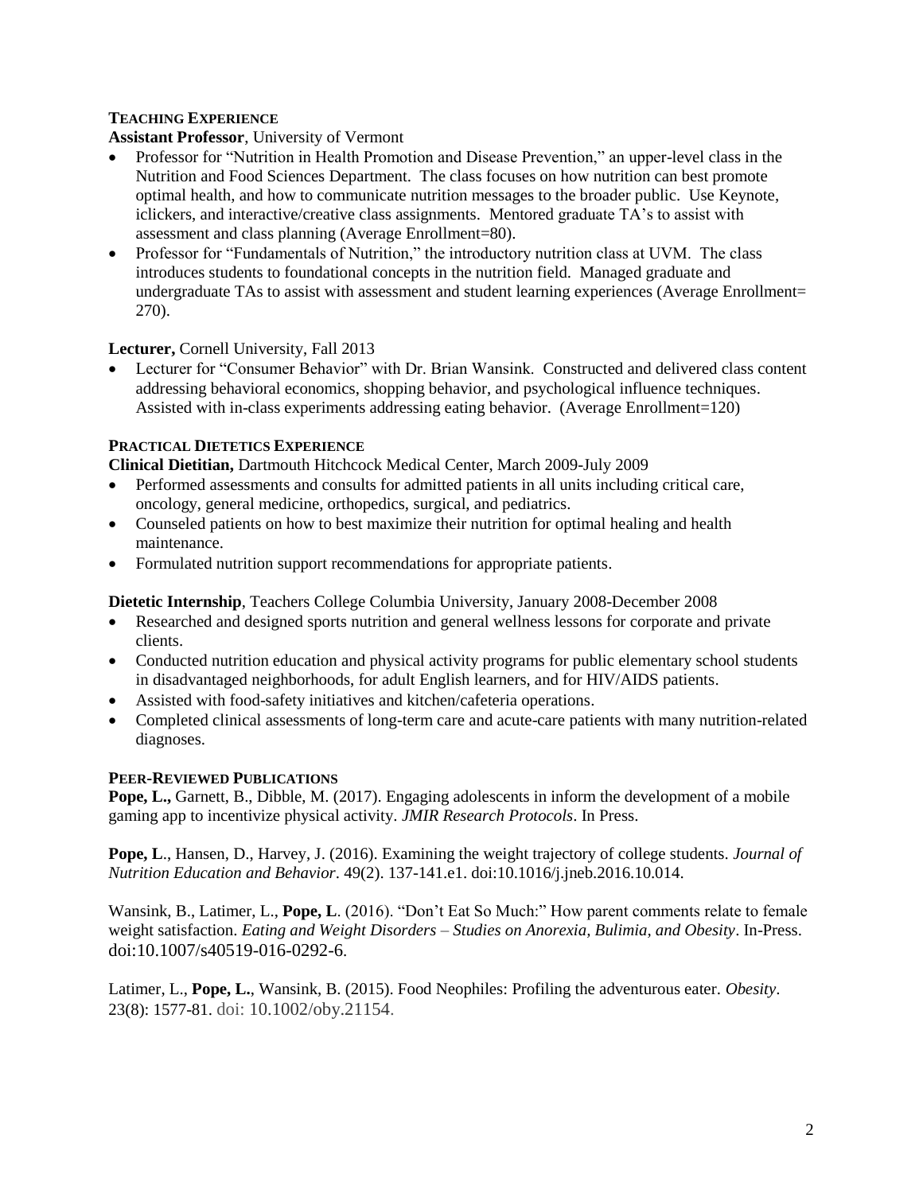## TEACHING EXPERIENCE

**Assistant Professor**, University of Vermont

- Professor for "Nutrition in Health Promotion and Disease Prevention," an upper-level class in the Nutrition and Food Sciences Department. The class focuses on how nutrition can best promote optimal health, and how to communicate nutrition messages to the broader public. Use Keynote, iclickers, and interactive/creative class assignments. Mentored graduate TA's to assist with assessment and class planning (Average Enrollment=80).
- Professor for "Fundamentals of Nutrition," the introductory nutrition class at UVM. The class introduces students to foundational concepts in the nutrition field. Managed graduate and undergraduate TAs to assist with assessment and student learning experiences (Average Enrollment= 270).

**Lecturer,** Cornell University, Fall 2013

- Lecturer for "Consumer Behavior" with Dr. Brian Wansink. Constructed and delivered class content addressing behavioral economics, shopping behavior, and psychological influence techniques. Assisted with in-class experiments addressing eating behavior. (Average Enrollment=120)

## PRACTICAL DIETETICS EXPERIENCE

**Clinical Dietitian,** Dartmouth Hitchcock Medical Center, March 2009-July 2009

- Performed assessments and consults for admitted patients in all units including critical care, oncology, general medicine, orthopedics, surgical, and pediatrics.
- Counseled patients on how to best maximize their nutrition for optimal healing and health maintenance.
- Formulated nutrition support recommendations for appropriate patients.

**Dietetic Internship**, Teachers College Columbia University, January 2008-December 2008

- Researched and designed sports nutrition and general wellness lessons for corporate and private clients.
- Conducted nutrition education and physical activity programs for public elementary school students in disadvantaged neighborhoods, for adult English learners, and for HIV/AIDS patients.
- Assisted with food-safety initiatives and kitchen/cafeteria operations.
- Completed clinical assessments of long-term care and acute-care patients with many nutrition-related diagnoses.

## PEER-REVIEWED PUBLICATIONS

**Pope, L.,** Garnett, B., Dibble, M. (2017). Engaging adolescents in inform the development of a mobile gaming app to incentivize physical activity. *JMIR Research Protocols*. In Press.

**Pope, L**., Hansen, D., Harvey, J. (2016). Examining the weight trajectory of college students. *Journal of Nutrition Education and Behavior*. 49(2). 137-141.e1. doi:10.1016/j.jneb.2016.10.014.

Wansink, B., Latimer, L., **Pope, L**. (2016). "Don't Eat So Much:" How parent comments relate to female weight satisfaction. *Eating and Weight Disorders – Studies on Anorexia, Bulimia, and Obesity*. In-Press. doi:10.1007/s40519-016-0292-6.

Latimer, L., **Pope, L.**, Wansink, B. (2015). Food Neophiles: Profiling the adventurous eater. *Obesity*. 23(8): 1577-81. doi: 10.1002/oby.21154.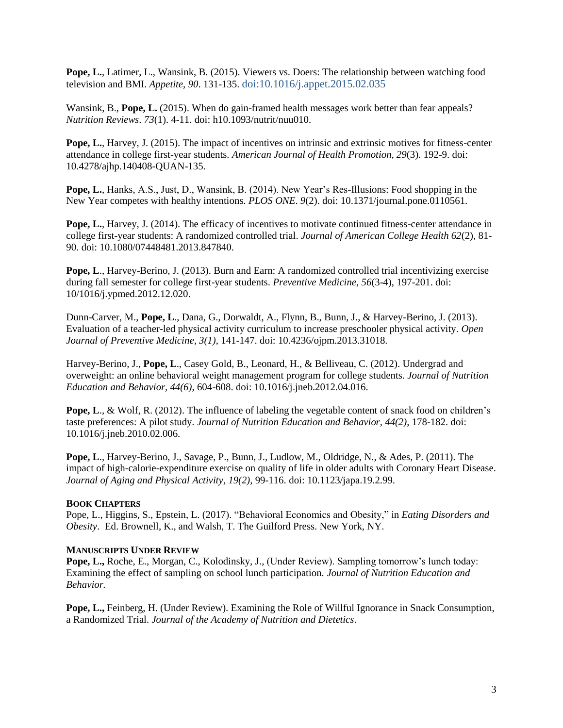**Pope, L.**, Latimer, L., Wansink, B. (2015). Viewers vs. Doers: The relationship between watching food television and BMI. *Appetite*, *90*. 131-135. doi:10.1016/j.appet.2015.02.035

Wansink, B., **Pope, L.** (2015). When do gain-framed health messages work better than fear appeals? *Nutrition Reviews*. *73*(1). 4-11. doi: h10.1093/nutrit/nuu010.

**Pope, L.**, Harvey, J. (2015). The impact of incentives on intrinsic and extrinsic motives for fitness-center attendance in college first-year students. *American Journal of Health Promotion*, *29*(3). 192-9. doi: 10.4278/ajhp.140408-QUAN-135.

**Pope, L.**, Hanks, A.S., Just, D., Wansink, B. (2014). New Year's Res-Illusions: Food shopping in the New Year competes with healthy intentions. *PLOS ONE*. *9*(2). doi: 10.1371/journal.pone.0110561.

**Pope, L.**, Harvey, J. (2014). The efficacy of incentives to motivate continued fitness-center attendance in college first-year students: A randomized controlled trial. *Journal of American College Health 62*(2), 81-90. doi: 10.1080/07448481.2013.847840.

**Pope, L**., Harvey-Berino, J. (2013). Burn and Earn: A randomized controlled trial incentivizing exercise during fall semester for college first-year students. *Preventive Medicine, 56*(3-4), 197-201. doi: 10/1016/j.ypmed.2012.12.020.

Dunn-Carver, M., **Pope, L**., Dana, G., Dorwaldt, A., Flynn, B., Bunn, J., & Harvey-Berino, J. (2013). Evaluation of a teacher-led physical activity curriculum to increase preschooler physical activity. *Open Journal of Preventive Medicine, 3(1)*, 141-147. doi: 10.4236/ojpm.2013.31018.

Harvey-Berino, J., **Pope, L**., Casey Gold, B., Leonard, H., & Belliveau, C. (2012). Undergrad and overweight: an online behavioral weight management program for college students. *Journal of Nutrition Education and Behavior, 44(6)*, 604-608. doi: 10.1016/j.jneb.2012.04.016.

**Pope, L**., & Wolf, R. (2012). The influence of labeling the vegetable content of snack food on children's taste preferences: A pilot study. *Journal of Nutrition Education and Behavior, 44(2)*, 178-182. doi: 10.1016/j.jneb.2010.02.006.

**Pope, L**., Harvey-Berino, J., Savage, P., Bunn, J., Ludlow, M., Oldridge, N., & Ades, P. (2011). The impact of high-calorie-expenditure exercise on quality of life in older adults with Coronary Heart Disease. *Journal of Aging and Physical Activity, 19(2)*, 99-116. doi: 10.1123/japa.19.2.99.

**BOOK CHAPTERS**

Pope, L., Higgins, S., Epstein, L. (2017). "Behavioral Economics and Obesity," in *Eating Disorders and Obesity*. Ed. Brownell, K., and Walsh, T. The Guilford Press. New York, NY.

**MANUSCRIPTS UNDER REVIEW**

**Pope, L.,** Roche, E., Morgan, C., Kolodinsky, J., (Under Review). Sampling tomorrow's lunch today: Examining the effect of sampling on school lunch participation. *Journal of Nutrition Education and Behavior.*

**Pope, L.,** Feinberg, H. (Under Review). Examining the Role of Willful Ignorance in Snack Consumption, a Randomized Trial. *Journal of the Academy of Nutrition and Dietetics*.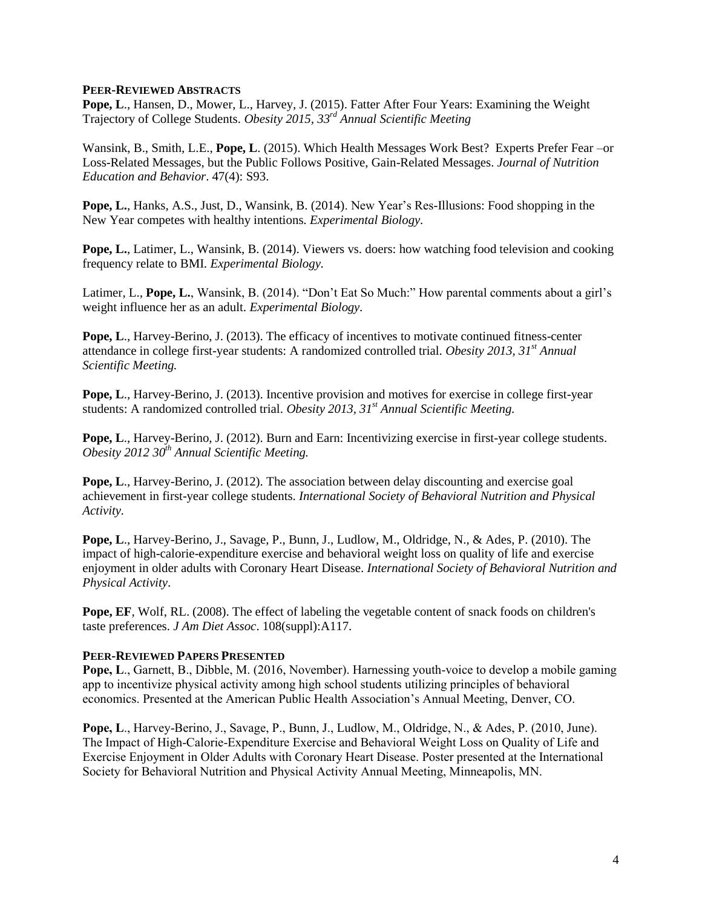## PEER-REVIEWED ABSTRACTS

**Pope, L**., Hansen, D., Mower, L., Harvey, J. (2015). Fatter After Four Years: Examining the Weight Trajectory of College Students. *Obesity 2015, 33rd Annual Scientific Meeting*

Wansink, B., Smith, L.E., **Pope, L**. (2015). Which Health Messages Work Best? Experts Prefer Fear –or Loss-Related Messages, but the Public Follows Positive, Gain-Related Messages. *Journal of Nutrition Education and Behavior*. 47(4): S93.

**Pope, L.**, Hanks, A.S., Just, D., Wansink, B. (2014). New Year's Res-Illusions: Food shopping in the New Year competes with healthy intentions. *Experimental Biology*.

**Pope, L.**, Latimer, L., Wansink, B. (2014). Viewers vs. doers: how watching food television and cooking frequency relate to BMI. *Experimental Biology.*

Latimer, L., **Pope, L.**, Wansink, B. (2014). "Don't Eat So Much:" How parental comments about a girl's weight influence her as an adult. *Experimental Biology*.

**Pope, L**., Harvey-Berino, J. (2013). The efficacy of incentives to motivate continued fitness-center attendance in college first-year students: A randomized controlled trial. *Obesity 2013, 31st Annual Scientific Meeting.*

**Pope, L**., Harvey-Berino, J. (2013). Incentive provision and motives for exercise in college first-year students: A randomized controlled trial. *Obesity 2013, 31st Annual Scientific Meeting.*

**Pope, L**., Harvey-Berino, J. (2012). Burn and Earn: Incentivizing exercise in first-year college students. *Obesity 2012 30th Annual Scientific Meeting.*

**Pope, L**., Harvey-Berino, J. (2012). The association between delay discounting and exercise goal achievement in first-year college students. *International Society of Behavioral Nutrition and Physical Activity.*

**Pope, L**., Harvey-Berino, J., Savage, P., Bunn, J., Ludlow, M., Oldridge, N., & Ades, P. (2010). The impact of high-calorie-expenditure exercise and behavioral weight loss on quality of life and exercise enjoyment in older adults with Coronary Heart Disease. *International Society of Behavioral Nutrition and Physical Activity*.

**Pope, EF**, Wolf, RL. (2008). The effect of labeling the vegetable content of snack foods on children's taste preferences. *J Am Diet Assoc*. 108(suppl):A117.

## PEER-REVIEWED PAPERS PRESENTED

**Pope, L**., Garnett, B., Dibble, M. (2016, November). Harnessing youth-voice to develop a mobile gaming app to incentivize physical activity among high school students utilizing principles of behavioral economics. Presented at the American Public Health Association's Annual Meeting, Denver, CO.

**Pope, L**., Harvey-Berino, J., Savage, P., Bunn, J., Ludlow, M., Oldridge, N., & Ades, P. (2010, June). The Impact of High-Calorie-Expenditure Exercise and Behavioral Weight Loss on Quality of Life and Exercise Enjoyment in Older Adults with Coronary Heart Disease. Poster presented at the International Society for Behavioral Nutrition and Physical Activity Annual Meeting, Minneapolis, MN.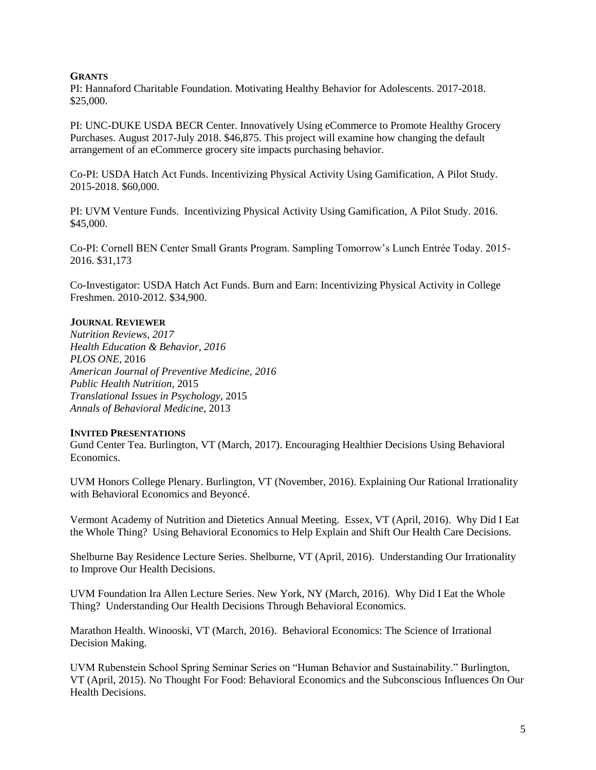## GRANTS

PI: Hannaford Charitable Foundation. Motivating Healthy Behavior for Adolescents. 2017-2018. $25,000.

PI: UNC-DUKE USDA BECR Center. Innovatively Using eCommerce to Promote Healthy Grocery Purchases. August 2017-July 2018. $46,875. This project will examine how changing the default arrangement of an eCommerce grocery site impacts purchasing behavior.

Co-PI: USDA Hatch Act Funds. Incentivizing Physical Activity Using Gamification, A Pilot Study. 2015-2018. $60,000.

PI: UVM Venture Funds. Incentivizing Physical Activity Using Gamification, A Pilot Study. 2016. $45,000.

Co-PI: Cornell BEN Center Small Grants Program. Sampling Tomorrow's Lunch Entrée Today. 2015-2016. $31,173

Co-Investigator: USDA Hatch Act Funds. Burn and Earn: Incentivizing Physical Activity in College Freshmen. 2010-2012. $34,900.

## JOURNAL REVIEWER

*Nutrition Reviews, 2017*  
*Health Education & Behavior, 2016*  
*PLOS ONE*, 2016  
*American Journal of Preventive Medicine, 2016*  
*Public Health Nutrition,* 2015  
*Translational Issues in Psychology,* 2015  
*Annals of Behavioral Medicine*, 2013

## INVITED PRESENTATIONS

Gund Center Tea. Burlington, VT (March, 2017). Encouraging Healthier Decisions Using Behavioral Economics.

UVM Honors College Plenary. Burlington, VT (November, 2016). Explaining Our Rational Irrationality with Behavioral Economics and Beyoncé.

Vermont Academy of Nutrition and Dietetics Annual Meeting. Essex, VT (April, 2016). Why Did I Eat the Whole Thing? Using Behavioral Economics to Help Explain and Shift Our Health Care Decisions.

Shelburne Bay Residence Lecture Series. Shelburne, VT (April, 2016). Understanding Our Irrationality to Improve Our Health Decisions.

UVM Foundation Ira Allen Lecture Series. New York, NY (March, 2016). Why Did I Eat the Whole Thing? Understanding Our Health Decisions Through Behavioral Economics.

Marathon Health. Winooski, VT (March, 2016). Behavioral Economics: The Science of Irrational Decision Making.

UVM Rubenstein School Spring Seminar Series on "Human Behavior and Sustainability." Burlington, VT (April, 2015). No Thought For Food: Behavioral Economics and the Subconscious Influences On Our Health Decisions.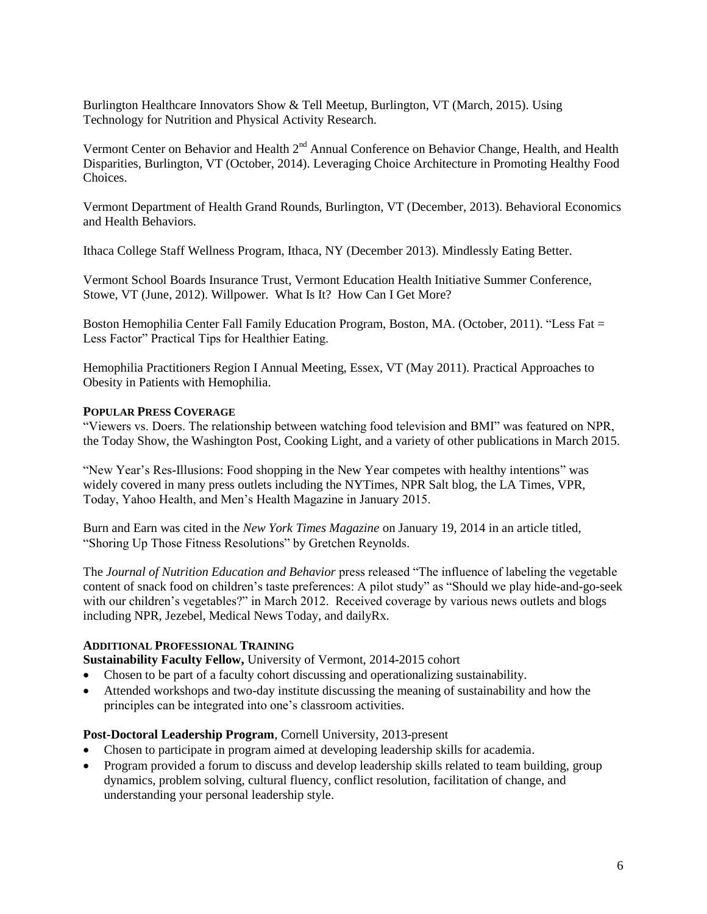Burlington Healthcare Innovators Show & Tell Meetup, Burlington, VT (March, 2015). Using Technology for Nutrition and Physical Activity Research.

Vermont Center on Behavior and Health 2nd Annual Conference on Behavior Change, Health, and Health Disparities, Burlington, VT (October, 2014). Leveraging Choice Architecture in Promoting Healthy Food Choices.

Vermont Department of Health Grand Rounds, Burlington, VT (December, 2013). Behavioral Economics and Health Behaviors.

Ithaca College Staff Wellness Program, Ithaca, NY (December 2013). Mindlessly Eating Better.

Vermont School Boards Insurance Trust, Vermont Education Health Initiative Summer Conference, Stowe, VT (June, 2012). Willpower. What Is It? How Can I Get More?

Boston Hemophilia Center Fall Family Education Program, Boston, MA. (October, 2011). "Less Fat = Less Factor" Practical Tips for Healthier Eating.

Hemophilia Practitioners Region I Annual Meeting, Essex, VT (May 2011). Practical Approaches to Obesity in Patients with Hemophilia.

**POPULAR PRESS COVERAGE**

"Viewers vs. Doers. The relationship between watching food television and BMI" was featured on NPR, the Today Show, the Washington Post, Cooking Light, and a variety of other publications in March 2015.

"New Year's Res-Illusions: Food shopping in the New Year competes with healthy intentions" was widely covered in many press outlets including the NYTimes, NPR Salt blog, the LA Times, VPR, Today, Yahoo Health, and Men's Health Magazine in January 2015.

Burn and Earn was cited in the *New York Times Magazine* on January 19, 2014 in an article titled, "Shoring Up Those Fitness Resolutions" by Gretchen Reynolds.

The *Journal of Nutrition Education and Behavior* press released "The influence of labeling the vegetable content of snack food on children's taste preferences: A pilot study" as "Should we play hide-and-go-seek with our children's vegetables?" in March 2012. Received coverage by various news outlets and blogs including NPR, Jezebel, Medical News Today, and dailyRx.

**ADDITIONAL PROFESSIONAL TRAINING**

**Sustainability Faculty Fellow,** University of Vermont, 2014-2015 cohort

- Chosen to be part of a faculty cohort discussing and operationalizing sustainability.
- Attended workshops and two-day institute discussing the meaning of sustainability and how the principles can be integrated into one's classroom activities.

**Post-Doctoral Leadership Program**, Cornell University, 2013-present

- Chosen to participate in program aimed at developing leadership skills for academia.
- Program provided a forum to discuss and develop leadership skills related to team building, group dynamics, problem solving, cultural fluency, conflict resolution, facilitation of change, and understanding your personal leadership style.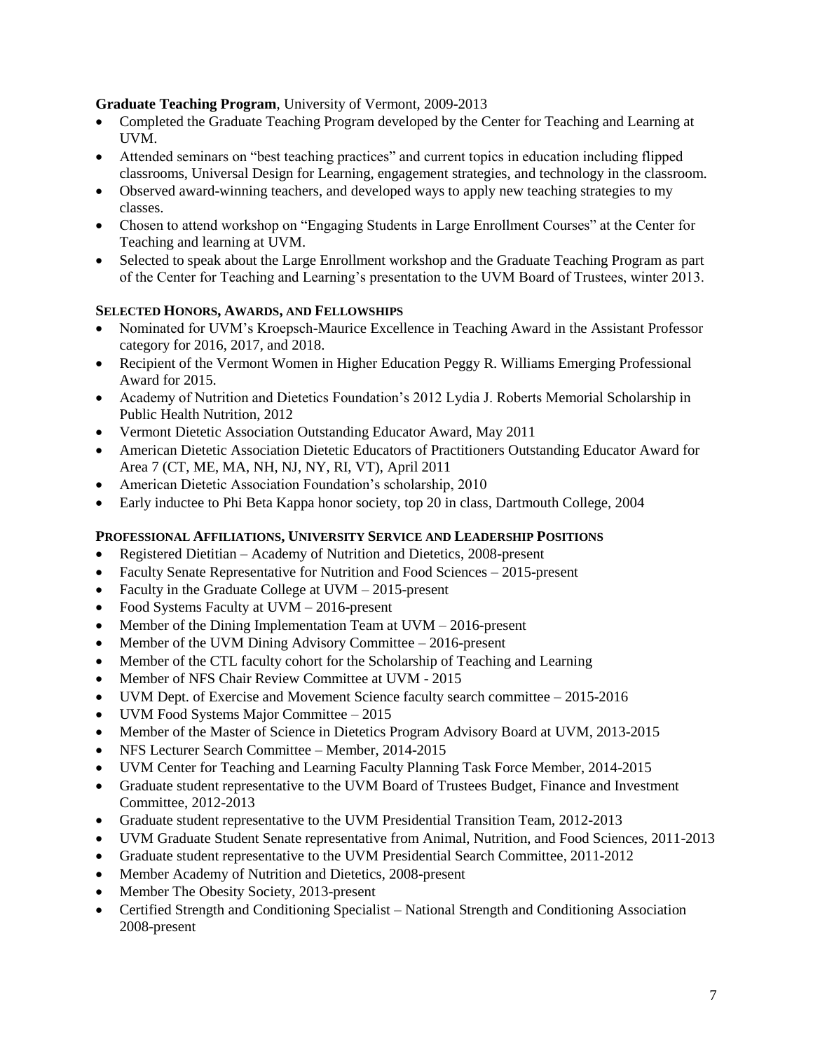**Graduate Teaching Program**, University of Vermont, 2009-2013

- Completed the Graduate Teaching Program developed by the Center for Teaching and Learning at UVM.
- Attended seminars on "best teaching practices" and current topics in education including flipped classrooms, Universal Design for Learning, engagement strategies, and technology in the classroom.
- Observed award-winning teachers, and developed ways to apply new teaching strategies to my classes.
- Chosen to attend workshop on "Engaging Students in Large Enrollment Courses" at the Center for Teaching and learning at UVM.
- Selected to speak about the Large Enrollment workshop and the Graduate Teaching Program as part of the Center for Teaching and Learning's presentation to the UVM Board of Trustees, winter 2013.

## SELECTED HONORS, AWARDS, AND FELLOWSHIPS

- Nominated for UVM's Kroepsch-Maurice Excellence in Teaching Award in the Assistant Professor category for 2016, 2017, and 2018.
- Recipient of the Vermont Women in Higher Education Peggy R. Williams Emerging Professional Award for 2015.
- Academy of Nutrition and Dietetics Foundation's 2012 Lydia J. Roberts Memorial Scholarship in Public Health Nutrition, 2012
- Vermont Dietetic Association Outstanding Educator Award, May 2011
- American Dietetic Association Dietetic Educators of Practitioners Outstanding Educator Award for Area 7 (CT, ME, MA, NH, NJ, NY, RI, VT), April 2011
- American Dietetic Association Foundation's scholarship, 2010
- Early inductee to Phi Beta Kappa honor society, top 20 in class, Dartmouth College, 2004

## PROFESSIONAL AFFILIATIONS, UNIVERSITY SERVICE AND LEADERSHIP POSITIONS

- Registered Dietitian – Academy of Nutrition and Dietetics, 2008-present
- Faculty Senate Representative for Nutrition and Food Sciences – 2015-present
- Faculty in the Graduate College at UVM – 2015-present
- Food Systems Faculty at UVM – 2016-present
- Member of the Dining Implementation Team at UVM – 2016-present
- Member of the UVM Dining Advisory Committee – 2016-present
- Member of the CTL faculty cohort for the Scholarship of Teaching and Learning
- Member of NFS Chair Review Committee at UVM - 2015
- UVM Dept. of Exercise and Movement Science faculty search committee – 2015-2016
- UVM Food Systems Major Committee – 2015
- Member of the Master of Science in Dietetics Program Advisory Board at UVM, 2013-2015
- NFS Lecturer Search Committee – Member, 2014-2015
- UVM Center for Teaching and Learning Faculty Planning Task Force Member, 2014-2015
- Graduate student representative to the UVM Board of Trustees Budget, Finance and Investment Committee, 2012-2013
- Graduate student representative to the UVM Presidential Transition Team, 2012-2013
- UVM Graduate Student Senate representative from Animal, Nutrition, and Food Sciences, 2011-2013
- Graduate student representative to the UVM Presidential Search Committee, 2011-2012
- Member Academy of Nutrition and Dietetics, 2008-present
- Member The Obesity Society, 2013-present
- Certified Strength and Conditioning Specialist – National Strength and Conditioning Association 2008-present